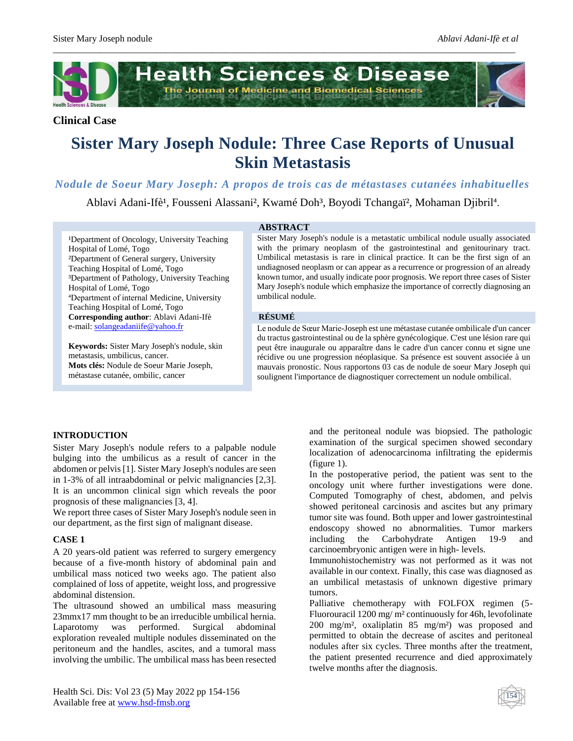**Clinical Case**

# Sister Mary Joseph Nodule: Three Case Reports of Unusual Skin Metastasis

*Nodule de Soeur Mary Joseph: A propos de trois cas de métastases cutanées inhabituelles*

Ablavi Adani-Ifè[1], Fousseni Alassani[2], Kwamé Doh[3], Boyodi Tchangaï[2], Mohaman Djibril[4].

[1]Department of Oncology, University Teaching Hospital of Lomé, Togo
[2]Department of General surgery, University Teaching Hospital of Lomé, Togo
[3]Department of Pathology, University Teaching Hospital of Lomé, Togo
[4]Department of internal Medicine, University Teaching Hospital of Lomé, Togo
**Corresponding author**: Ablavi Adani-Ifè
e-mail: solangeadaniife@yahoo.fr

**Keywords:** Sister Mary Joseph's nodule, skin metastasis, umbilicus, cancer.
**Mots clés:** Nodule de Soeur Marie Joseph, métastase cutanée, ombilic, cancer

## ABSTRACT

Sister Mary Joseph's nodule is a metastatic umbilical nodule usually associated with the primary neoplasm of the gastrointestinal and genitourinary tract. Umbilical metastasis is rare in clinical practice. It can be the first sign of an undiagnosed neoplasm or can appear as a recurrence or progression of an already known tumor, and usually indicate poor prognosis. We report three cases of Sister Mary Joseph's nodule which emphasize the importance of correctly diagnosing an umbilical nodule.

## RÉSUMÉ

Le nodule de Sœur Marie-Joseph est une métastase cutanée ombilicale d'un cancer du tractus gastrointestinal ou de la sphère gynécologique. C'est une lésion rare qui peut être inaugurale ou apparaître dans le cadre d'un cancer connu et signe une récidive ou une progression néoplasique. Sa présence est souvent associée à un mauvais pronostic. Nous rapportons 03 cas de nodule de soeur Mary Joseph qui soulignent l'importance de diagnostiquer correctement un nodule ombilical.

## INTRODUCTION

Sister Mary Joseph's nodule refers to a palpable nodule bulging into the umbilicus as a result of cancer in the abdomen or pelvis [1]. Sister Mary Joseph's nodules are seen in 1-3% of all intraabdominal or pelvic malignancies [2,3]. It is an uncommon clinical sign which reveals the poor prognosis of these malignancies [3, 4].

We report three cases of Sister Mary Joseph's nodule seen in our department, as the first sign of malignant disease.

## CASE 1

A 20 years-old patient was referred to surgery emergency because of a five-month history of abdominal pain and umbilical mass noticed two weeks ago. The patient also complained of loss of appetite, weight loss, and progressive abdominal distension.

The ultrasound showed an umbilical mass measuring 23mmx17 mm thought to be an irreducible umbilical hernia. Laparotomy was performed. Surgical abdominal exploration revealed multiple nodules disseminated on the peritoneum and the handles, ascites, and a tumoral mass involving the umbilic. The umbilical mass has been resected and the peritoneal nodule was biopsied. The pathologic examination of the surgical specimen showed secondary localization of adenocarcinoma infiltrating the epidermis (figure 1).

In the postoperative period, the patient was sent to the oncology unit where further investigations were done. Computed Tomography of chest, abdomen, and pelvis showed peritoneal carcinosis and ascites but any primary tumor site was found. Both upper and lower gastrointestinal endoscopy showed no abnormalities. Tumor markers including the Carbohydrate Antigen 19-9 and carcinoembryonic antigen were in high- levels.

Immunohistochemistry was not performed as it was not available in our context. Finally, this case was diagnosed as an umbilical metastasis of unknown digestive primary tumors.

Palliative chemotherapy with FOLFOX regimen (5-Fluorouracil 1200 mg/ m² continuously for 46h, levofolinate 200 mg/m², oxaliplatin 85 mg/m²) was proposed and permitted to obtain the decrease of ascites and peritoneal nodules after six cycles. Three months after the treatment, the patient presented recurrence and died approximately twelve months after the diagnosis.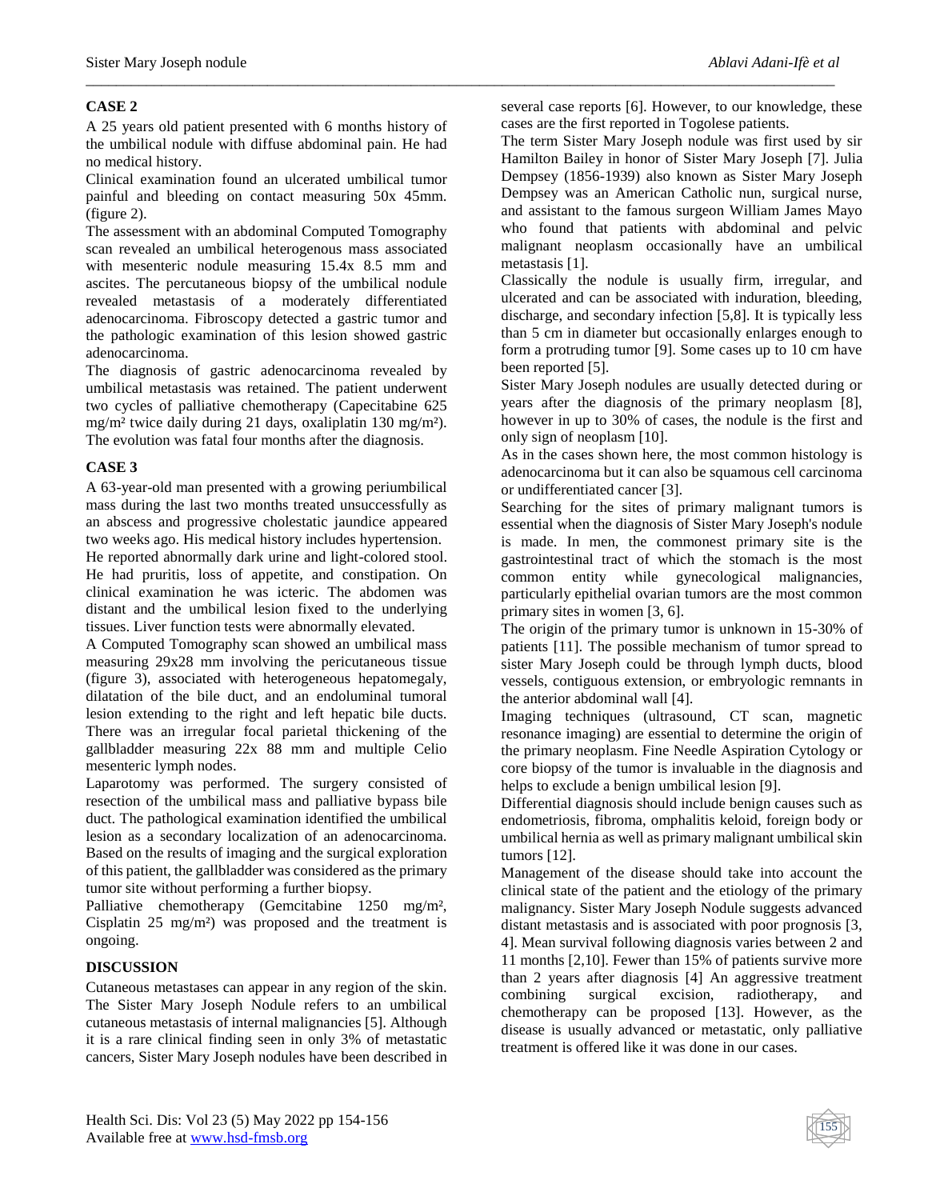## CASE 2

A 25 years old patient presented with 6 months history of the umbilical nodule with diffuse abdominal pain. He had no medical history.

Clinical examination found an ulcerated umbilical tumor painful and bleeding on contact measuring 50x 45mm. (figure 2).

The assessment with an abdominal Computed Tomography scan revealed an umbilical heterogenous mass associated with mesenteric nodule measuring 15.4x 8.5 mm and ascites. The percutaneous biopsy of the umbilical nodule revealed metastasis of a moderately differentiated adenocarcinoma. Fibroscopy detected a gastric tumor and the pathologic examination of this lesion showed gastric adenocarcinoma.

The diagnosis of gastric adenocarcinoma revealed by umbilical metastasis was retained. The patient underwent two cycles of palliative chemotherapy (Capecitabine 625 mg/m² twice daily during 21 days, oxaliplatin 130 mg/m²). The evolution was fatal four months after the diagnosis.

## CASE 3

A 63-year-old man presented with a growing periumbilical mass during the last two months treated unsuccessfully as an abscess and progressive cholestatic jaundice appeared two weeks ago. His medical history includes hypertension.

He reported abnormally dark urine and light-colored stool. He had pruritis, loss of appetite, and constipation. On clinical examination he was icteric. The abdomen was distant and the umbilical lesion fixed to the underlying tissues. Liver function tests were abnormally elevated.

A Computed Tomography scan showed an umbilical mass measuring 29x28 mm involving the pericutaneous tissue (figure 3), associated with heterogeneous hepatomegaly, dilatation of the bile duct, and an endoluminal tumoral lesion extending to the right and left hepatic bile ducts. There was an irregular focal parietal thickening of the gallbladder measuring 22x 88 mm and multiple Celio mesenteric lymph nodes.

Laparotomy was performed. The surgery consisted of resection of the umbilical mass and palliative bypass bile duct. The pathological examination identified the umbilical lesion as a secondary localization of an adenocarcinoma. Based on the results of imaging and the surgical exploration of this patient, the gallbladder was considered as the primary tumor site without performing a further biopsy.

Palliative chemotherapy (Gemcitabine 1250 mg/m², Cisplatin 25 mg/m²) was proposed and the treatment is ongoing.

## DISCUSSION

Cutaneous metastases can appear in any region of the skin. The Sister Mary Joseph Nodule refers to an umbilical cutaneous metastasis of internal malignancies [5]. Although it is a rare clinical finding seen in only 3% of metastatic cancers, Sister Mary Joseph nodules have been described in several case reports [6]. However, to our knowledge, these cases are the first reported in Togolese patients.

The term Sister Mary Joseph nodule was first used by sir Hamilton Bailey in honor of Sister Mary Joseph [7]. Julia Dempsey (1856-1939) also known as Sister Mary Joseph Dempsey was an American Catholic nun, surgical nurse, and assistant to the famous surgeon William James Mayo who found that patients with abdominal and pelvic malignant neoplasm occasionally have an umbilical metastasis [1].

Classically the nodule is usually firm, irregular, and ulcerated and can be associated with induration, bleeding, discharge, and secondary infection [5,8]. It is typically less than 5 cm in diameter but occasionally enlarges enough to form a protruding tumor [9]. Some cases up to 10 cm have been reported [5].

Sister Mary Joseph nodules are usually detected during or years after the diagnosis of the primary neoplasm [8], however in up to 30% of cases, the nodule is the first and only sign of neoplasm [10].

As in the cases shown here, the most common histology is adenocarcinoma but it can also be squamous cell carcinoma or undifferentiated cancer [3].

Searching for the sites of primary malignant tumors is essential when the diagnosis of Sister Mary Joseph's nodule is made. In men, the commonest primary site is the gastrointestinal tract of which the stomach is the most common entity while gynecological malignancies, particularly epithelial ovarian tumors are the most common primary sites in women [3, 6].

The origin of the primary tumor is unknown in 15-30% of patients [11]. The possible mechanism of tumor spread to sister Mary Joseph could be through lymph ducts, blood vessels, contiguous extension, or embryologic remnants in the anterior abdominal wall [4].

Imaging techniques (ultrasound, CT scan, magnetic resonance imaging) are essential to determine the origin of the primary neoplasm. Fine Needle Aspiration Cytology or core biopsy of the tumor is invaluable in the diagnosis and helps to exclude a benign umbilical lesion [9].

Differential diagnosis should include benign causes such as endometriosis, fibroma, omphalitis keloid, foreign body or umbilical hernia as well as primary malignant umbilical skin tumors [12].

Management of the disease should take into account the clinical state of the patient and the etiology of the primary malignancy. Sister Mary Joseph Nodule suggests advanced distant metastasis and is associated with poor prognosis [3, 4]. Mean survival following diagnosis varies between 2 and 11 months [2,10]. Fewer than 15% of patients survive more than 2 years after diagnosis [4] An aggressive treatment combining surgical excision, radiotherapy, and chemotherapy can be proposed [13]. However, as the disease is usually advanced or metastatic, only palliative treatment is offered like it was done in our cases.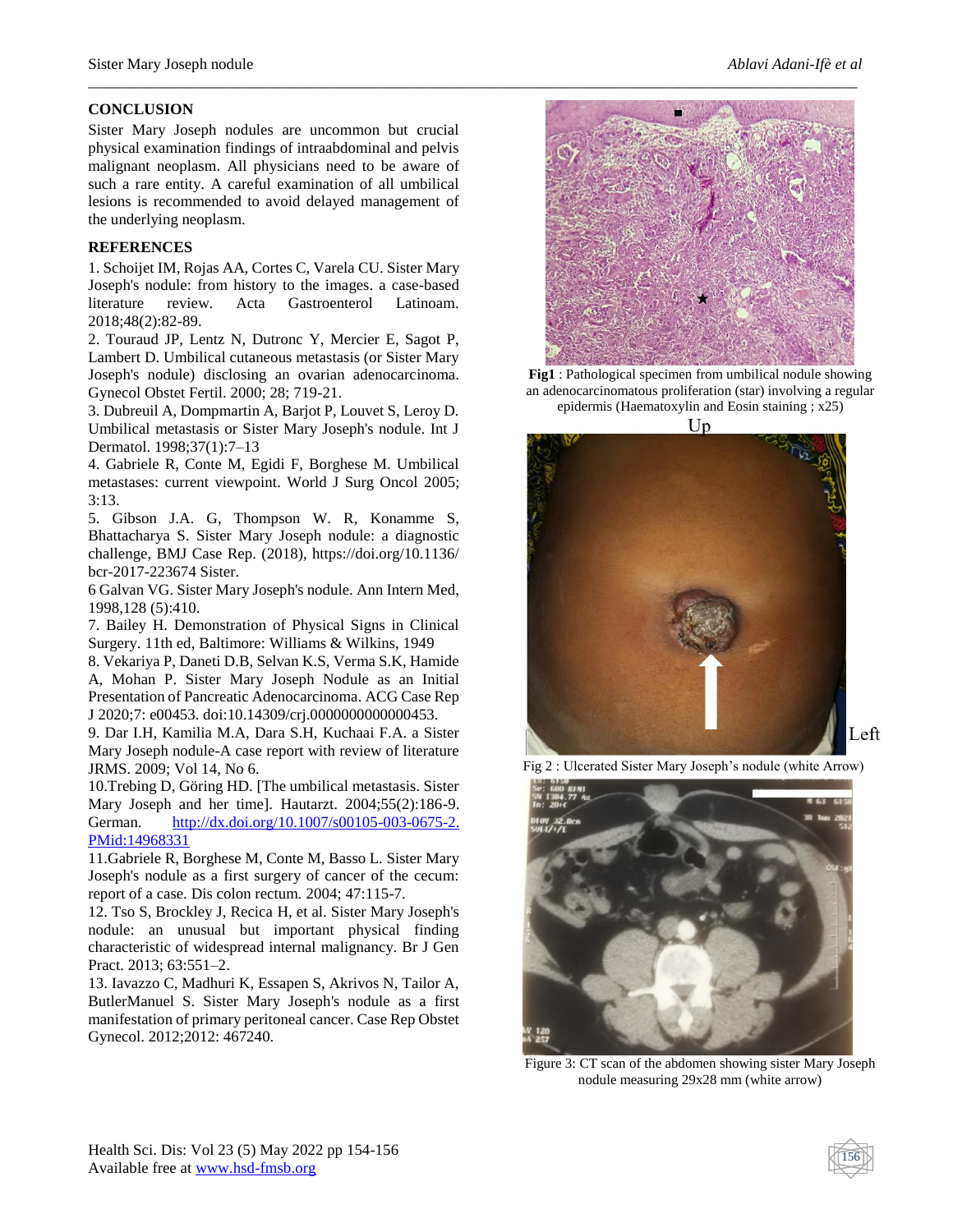## CONCLUSION

Sister Mary Joseph nodules are uncommon but crucial physical examination findings of intraabdominal and pelvis malignant neoplasm. All physicians need to be aware of such a rare entity. A careful examination of all umbilical lesions is recommended to avoid delayed management of the underlying neoplasm.

## REFERENCES

1. Schoijet IM, Rojas AA, Cortes C, Varela CU. Sister Mary Joseph's nodule: from history to the images. a case-based literature review. Acta Gastroenterol Latinoam. 2018;48(2):82-89.
2. Touraud JP, Lentz N, Dutronc Y, Mercier E, Sagot P, Lambert D. Umbilical cutaneous metastasis (or Sister Mary Joseph's nodule) disclosing an ovarian adenocarcinoma. Gynecol Obstet Fertil. 2000; 28; 719-21.
3. Dubreuil A, Dompmartin A, Barjot P, Louvet S, Leroy D. Umbilical metastasis or Sister Mary Joseph's nodule. Int J Dermatol. 1998;37(1):7–13
4. Gabriele R, Conte M, Egidi F, Borghese M. Umbilical metastases: current viewpoint. World J Surg Oncol 2005; 3:13.
5. Gibson J.A. G, Thompson W. R, Konamme S, Bhattacharya S. Sister Mary Joseph nodule: a diagnostic challenge, BMJ Case Rep. (2018), https://doi.org/10.1136/bcr-2017-223674 Sister.
6 Galvan VG. Sister Mary Joseph's nodule. Ann Intern Med, 1998,128 (5):410.
7. Bailey H. Demonstration of Physical Signs in Clinical Surgery. 11th ed, Baltimore: Williams & Wilkins, 1949
8. Vekariya P, Daneti D.B, Selvan K.S, Verma S.K, Hamide A, Mohan P. Sister Mary Joseph Nodule as an Initial Presentation of Pancreatic Adenocarcinoma. ACG Case Rep J 2020;7: e00453. doi:10.14309/crj.0000000000000453.
9. Dar I.H, Kamilia M.A, Dara S.H, Kuchaai F.A. a Sister Mary Joseph nodule-A case report with review of literature JRMS. 2009; Vol 14, No 6.
10.Trebing D, Göring HD. [The umbilical metastasis. Sister Mary Joseph and her time]. Hautarzt. 2004;55(2):186-9. German. http://dx.doi.org/10.1007/s00105-003-0675-2. PMid:14968331
11.Gabriele R, Borghese M, Conte M, Basso L. Sister Mary Joseph's nodule as a first surgery of cancer of the cecum: report of a case. Dis colon rectum. 2004; 47:115-7.
12. Tso S, Brockley J, Recica H, et al. Sister Mary Joseph's nodule: an unusual but important physical finding characteristic of widespread internal malignancy. Br J Gen Pract. 2013; 63:551–2.
13. Iavazzo C, Madhuri K, Essapen S, Akrivos N, Tailor A, ButlerManuel S. Sister Mary Joseph's nodule as a first manifestation of primary peritoneal cancer. Case Rep Obstet Gynecol. 2012;2012: 467240.

**Fig1** : Pathological specimen from umbilical nodule showing an adenocarcinomatous proliferation (star) involving a regular epidermis (Haematoxylin and Eosin staining ; x25)

Up

Left

Fig 2 : Ulcerated Sister Mary Joseph's nodule (white Arrow)

Figure 3: CT scan of the abdomen showing sister Mary Joseph nodule measuring 29x28 mm (white arrow)